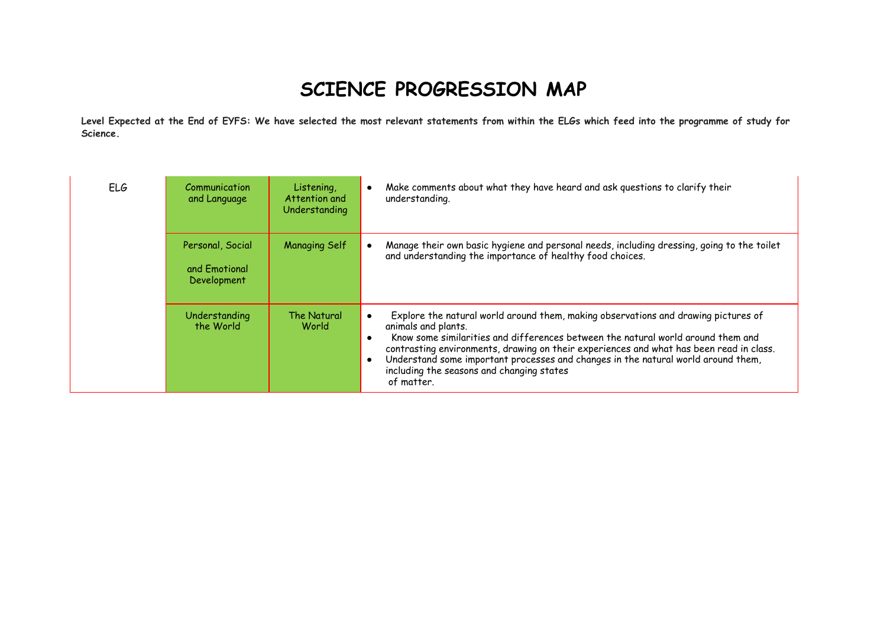# SCIENCE PROGRESSION MAP

**Level Expected at the End of EYFS: We have selected the most relevant statements from within the ELGs which feed into the programme of study for Science.**

| | | | |
|---|---|---|---|
| ELG | Communication and Language | Listening, Attention and Understanding | • Make comments about what they have heard and ask questions to clarify their understanding. |
| | Personal, Social and Emotional Development | Managing Self | • Manage their own basic hygiene and personal needs, including dressing, going to the toilet and understanding the importance of healthy food choices. |
| | Understanding the World | The Natural World | • Explore the natural world around them, making observations and drawing pictures of animals and plants.<br>• Know some similarities and differences between the natural world around them and contrasting environments, drawing on their experiences and what has been read in class.<br>• Understand some important processes and changes in the natural world around them, including the seasons and changing states of matter. |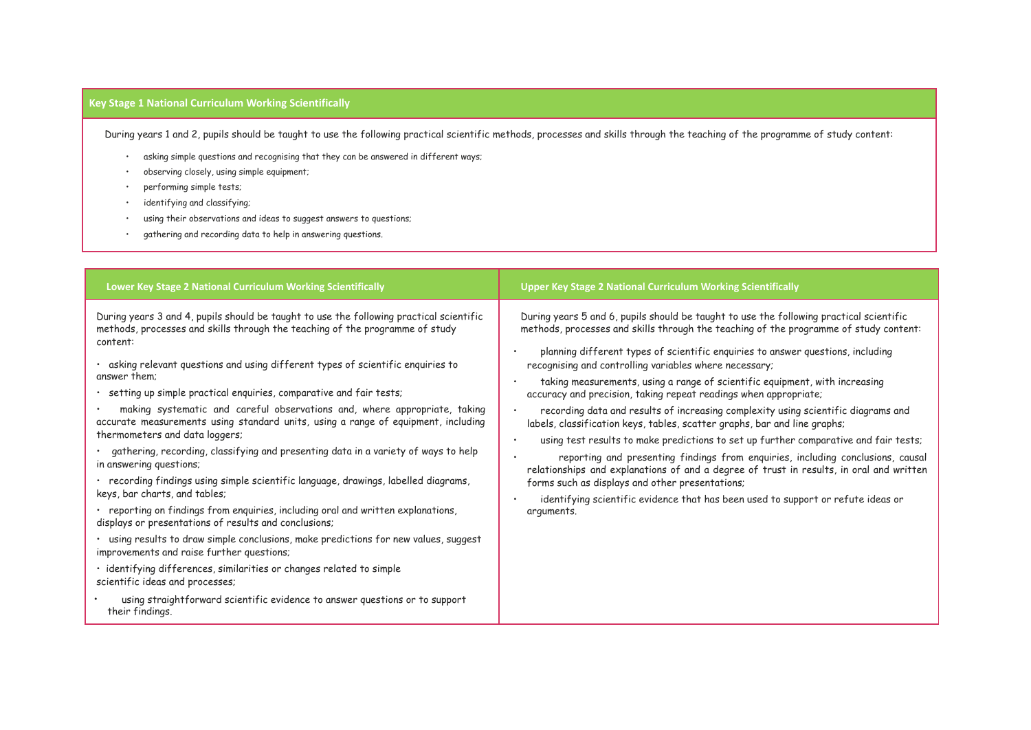## Key Stage 1 National Curriculum Working Scientifically

During years 1 and 2, pupils should be taught to use the following practical scientific methods, processes and skills through the teaching of the programme of study content:

- asking simple questions and recognising that they can be answered in different ways;
- observing closely, using simple equipment;
- performing simple tests;
- identifying and classifying;
- using their observations and ideas to suggest answers to questions;
- gathering and recording data to help in answering questions.

## Lower Key Stage 2 National Curriculum Working Scientifically

During years 3 and 4, pupils should be taught to use the following practical scientific methods, processes and skills through the teaching of the programme of study content:

- asking relevant questions and using different types of scientific enquiries to answer them;
- setting up simple practical enquiries, comparative and fair tests;
- making systematic and careful observations and, where appropriate, taking accurate measurements using standard units, using a range of equipment, including thermometers and data loggers;
- gathering, recording, classifying and presenting data in a variety of ways to help in answering questions;
- recording findings using simple scientific language, drawings, labelled diagrams, keys, bar charts, and tables;
- reporting on findings from enquiries, including oral and written explanations, displays or presentations of results and conclusions;
- using results to draw simple conclusions, make predictions for new values, suggest improvements and raise further questions;
- identifying differences, similarities or changes related to simple scientific ideas and processes;
- using straightforward scientific evidence to answer questions or to support their findings.

## Upper Key Stage 2 National Curriculum Working Scientifically

During years 5 and 6, pupils should be taught to use the following practical scientific methods, processes and skills through the teaching of the programme of study content:

- planning different types of scientific enquiries to answer questions, including recognising and controlling variables where necessary;
- taking measurements, using a range of scientific equipment, with increasing accuracy and precision, taking repeat readings when appropriate;
- recording data and results of increasing complexity using scientific diagrams and labels, classification keys, tables, scatter graphs, bar and line graphs;
- using test results to make predictions to set up further comparative and fair tests;
- reporting and presenting findings from enquiries, including conclusions, causal relationships and explanations of and a degree of trust in results, in oral and written forms such as displays and other presentations;
- identifying scientific evidence that has been used to support or refute ideas or arguments.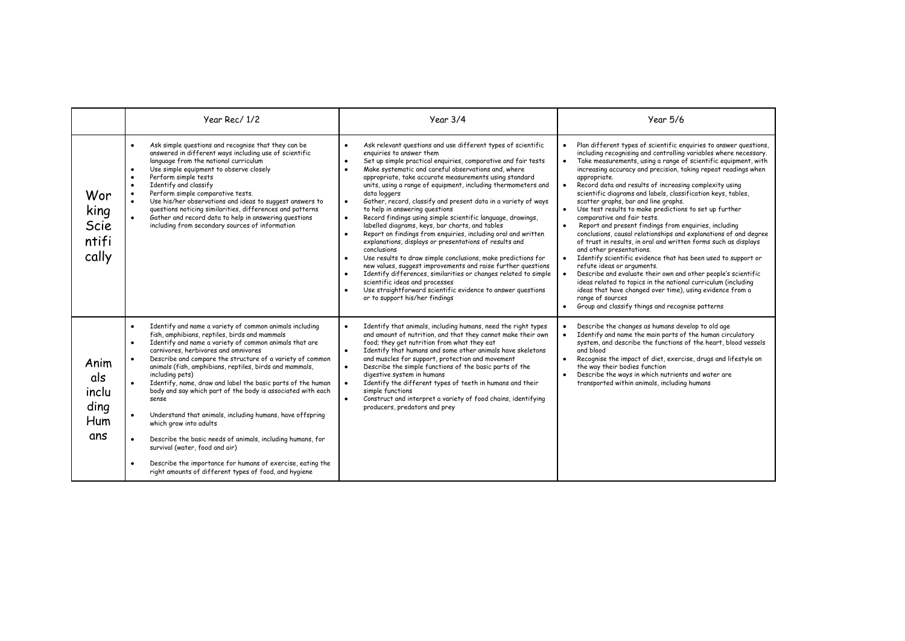|  | Year Rec/ 1/2 | Year 3/4 | Year 5/6 |
|---|---|---|---|
| Working Scientifically | • Ask simple questions and recognise that they can be answered in different ways including use of scientific language from the national curriculum<br>• Use simple equipment to observe closely<br>• Perform simple tests<br>• Identify and classify<br>• Perform simple comparative tests.<br>• Use his/her observations and ideas to suggest answers to questions noticing similarities, differences and patterns<br>• Gather and record data to help in answering questions including from secondary sources of information | • Ask relevant questions and use different types of scientific enquiries to answer them<br>• Set up simple practical enquiries, comparative and fair tests<br>• Make systematic and careful observations and, where appropriate, take accurate measurements using standard units, using a range of equipment, including thermometers and data loggers<br>• Gather, record, classify and present data in a variety of ways to help in answering questions<br>• Record findings using simple scientific language, drawings, labelled diagrams, keys, bar charts, and tables<br>• Report on findings from enquiries, including oral and written explanations, displays or presentations of results and conclusions<br>• Use results to draw simple conclusions, make predictions for new values, suggest improvements and raise further questions<br>• Identify differences, similarities or changes related to simple scientific ideas and processes<br>• Use straightforward scientific evidence to answer questions or to support his/her findings | • Plan different types of scientific enquiries to answer questions, including recognising and controlling variables where necessary.<br>• Take measurements, using a range of scientific equipment, with increasing accuracy and precision, taking repeat readings when appropriate.<br>• Record data and results of increasing complexity using scientific diagrams and labels, classification keys, tables, scatter graphs, bar and line graphs.<br>• Use test results to make predictions to set up further comparative and fair tests.<br>• Report and present findings from enquiries, including conclusions, causal relationships and explanations of and degree of trust in results, in oral and written forms such as displays and other presentations.<br>• Identify scientific evidence that has been used to support or refute ideas or arguments.<br>• Describe and evaluate their own and other people's scientific ideas related to topics in the national curriculum (including ideas that have changed over time), using evidence from a range of sources<br>• Group and classify things and recognise patterns |
| Animals including Humans | • Identify and name a variety of common animals including fish, amphibians, reptiles, birds and mammals<br>• Identify and name a variety of common animals that are carnivores, herbivores and omnivores<br>• Describe and compare the structure of a variety of common animals (fish, amphibians, reptiles, birds and mammals, including pets)<br>• Identify, name, draw and label the basic parts of the human body and say which part of the body is associated with each sense<br>• Understand that animals, including humans, have offspring which grow into adults<br>• Describe the basic needs of animals, including humans, for survival (water, food and air)<br>• Describe the importance for humans of exercise, eating the right amounts of different types of food, and hygiene | • Identify that animals, including humans, need the right types and amount of nutrition, and that they cannot make their own food; they get nutrition from what they eat<br>• Identify that humans and some other animals have skeletons and muscles for support, protection and movement<br>• Describe the simple functions of the basic parts of the digestive system in humans<br>• Identify the different types of teeth in humans and their simple functions<br>• Construct and interpret a variety of food chains, identifying producers, predators and prey | • Describe the changes as humans develop to old age<br>• Identify and name the main parts of the human circulatory system, and describe the functions of the heart, blood vessels and blood<br>• Recognise the impact of diet, exercise, drugs and lifestyle on the way their bodies function<br>• Describe the ways in which nutrients and water are transported within animals, including humans |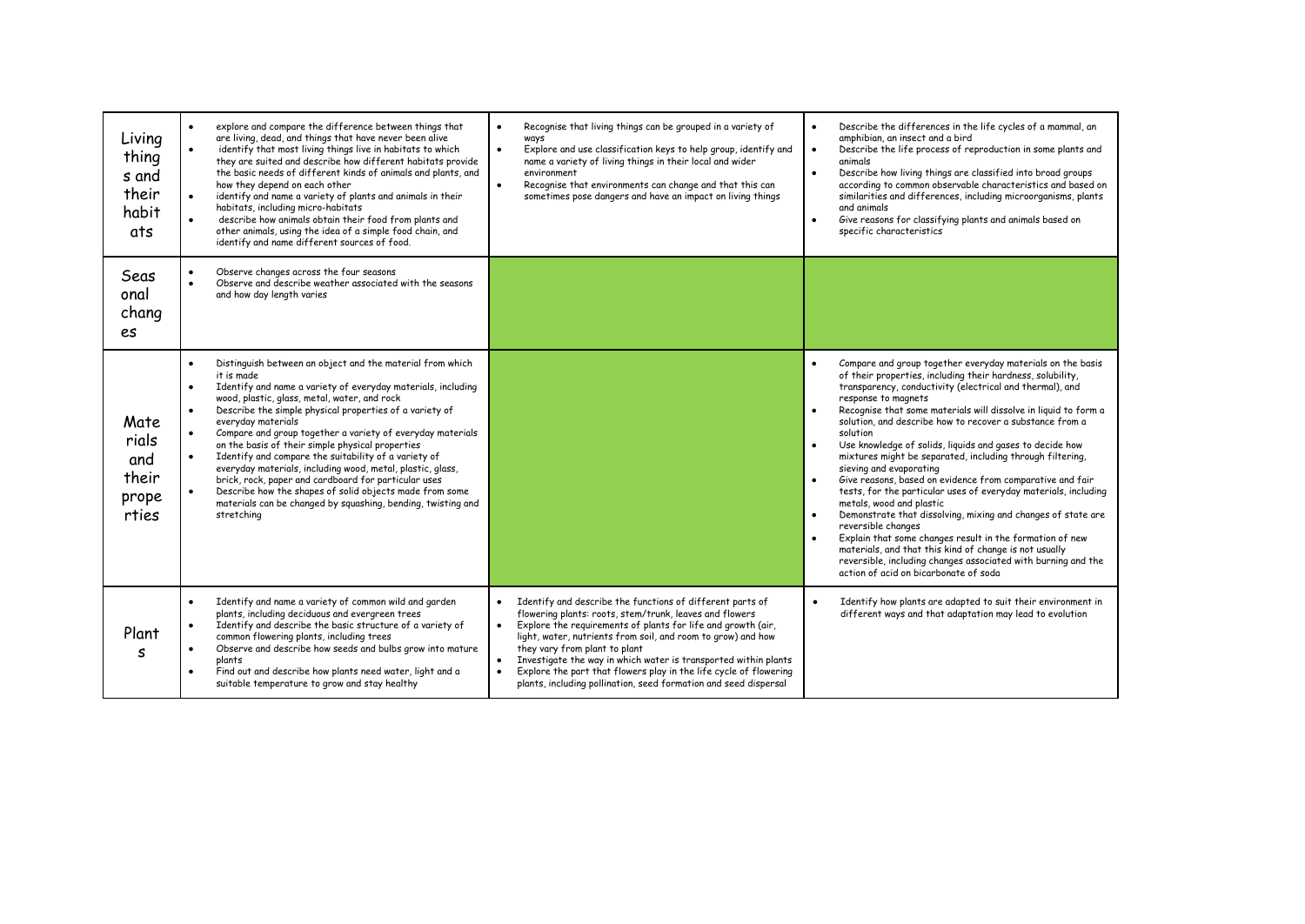| | | | |
|---|---|---|---|
| Living things and their habitats | • explore and compare the difference between things that are living, dead, and things that have never been alive<br>• identify that most living things live in habitats to which they are suited and describe how different habitats provide the basic needs of different kinds of animals and plants, and how they depend on each other<br>• identify and name a variety of plants and animals in their habitats, including micro-habitats<br>• describe how animals obtain their food from plants and other animals, using the idea of a simple food chain, and identify and name different sources of food. | • Recognise that living things can be grouped in a variety of ways<br>• Explore and use classification keys to help group, identify and name a variety of living things in their local and wider environment<br>• Recognise that environments can change and that this can sometimes pose dangers and have an impact on living things | • Describe the differences in the life cycles of a mammal, an amphibian, an insect and a bird<br>• Describe the life process of reproduction in some plants and animals<br>• Describe how living things are classified into broad groups according to common observable characteristics and based on similarities and differences, including microorganisms, plants and animals<br>• Give reasons for classifying plants and animals based on specific characteristics |
| Seasonal changes | • Observe changes across the four seasons<br>• Observe and describe weather associated with the seasons and how day length varies | | |
| Materials and their properties | • Distinguish between an object and the material from which it is made<br>• Identify and name a variety of everyday materials, including wood, plastic, glass, metal, water, and rock<br>• Describe the simple physical properties of a variety of everyday materials<br>• Compare and group together a variety of everyday materials on the basis of their simple physical properties<br>• Identify and compare the suitability of a variety of everyday materials, including wood, metal, plastic, glass, brick, rock, paper and cardboard for particular uses<br>• Describe how the shapes of solid objects made from some materials can be changed by squashing, bending, twisting and stretching | | • Compare and group together everyday materials on the basis of their properties, including their hardness, solubility, transparency, conductivity (electrical and thermal), and response to magnets<br>• Recognise that some materials will dissolve in liquid to form a solution, and describe how to recover a substance from a solution<br>• Use knowledge of solids, liquids and gases to decide how mixtures might be separated, including through filtering, sieving and evaporating<br>• Give reasons, based on evidence from comparative and fair tests, for the particular uses of everyday materials, including metals, wood and plastic<br>• Demonstrate that dissolving, mixing and changes of state are reversible changes<br>• Explain that some changes result in the formation of new materials, and that this kind of change is not usually reversible, including changes associated with burning and the action of acid on bicarbonate of soda |
| Plants | • Identify and name a variety of common wild and garden plants, including deciduous and evergreen trees<br>• Identify and describe the basic structure of a variety of common flowering plants, including trees<br>• Observe and describe how seeds and bulbs grow into mature plants<br>• Find out and describe how plants need water, light and a suitable temperature to grow and stay healthy | • Identify and describe the functions of different parts of flowering plants: roots, stem/trunk, leaves and flowers<br>• Explore the requirements of plants for life and growth (air, light, water, nutrients from soil, and room to grow) and how they vary from plant to plant<br>• Investigate the way in which water is transported within plants<br>• Explore the part that flowers play in the life cycle of flowering plants, including pollination, seed formation and seed dispersal | • Identify how plants are adapted to suit their environment in different ways and that adaptation may lead to evolution |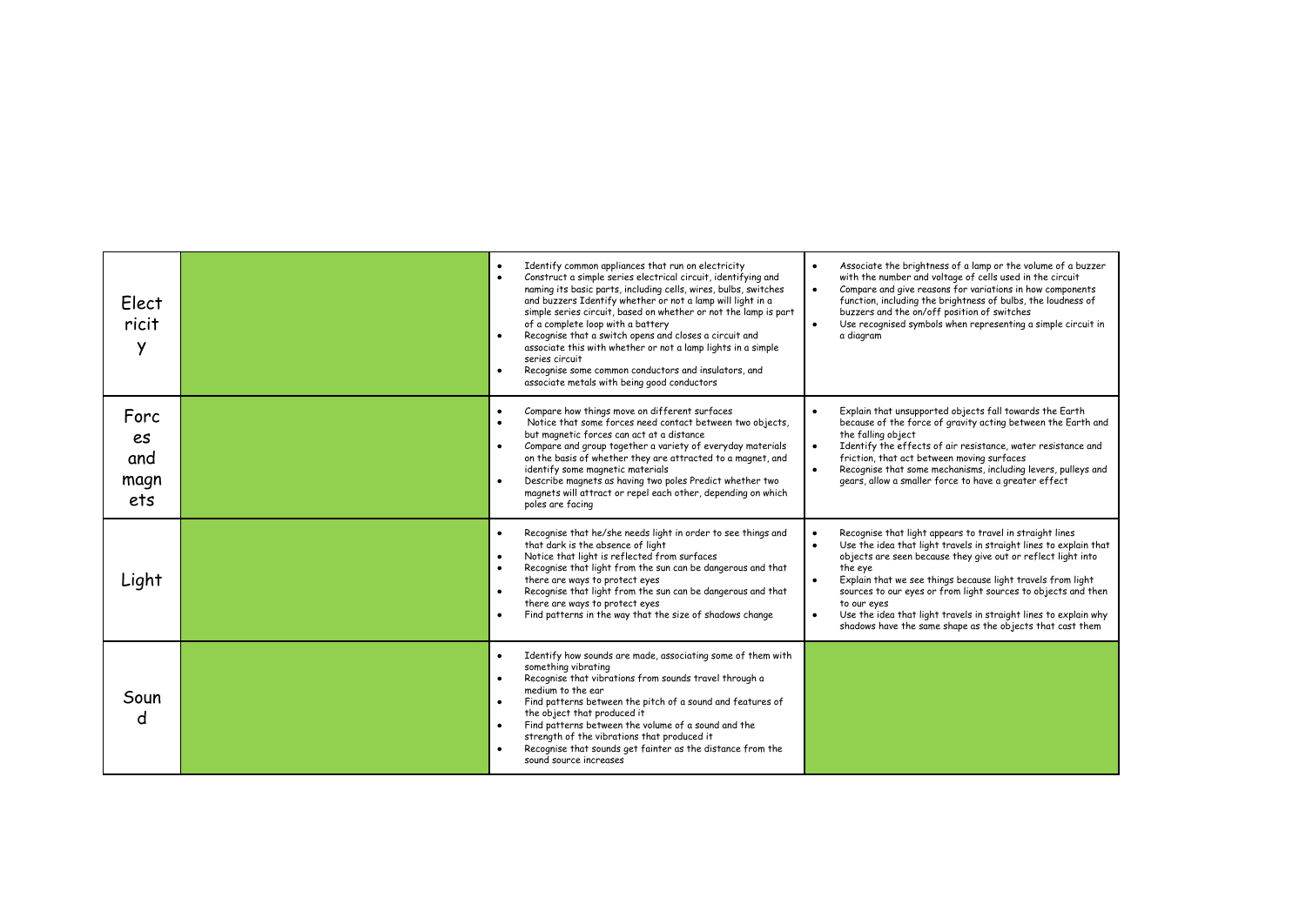| | | | |
|---|---|---|---|
| Electricity | | • Identify common appliances that run on electricity<br>• Construct a simple series electrical circuit, identifying and naming its basic parts, including cells, wires, bulbs, switches and buzzers Identify whether or not a lamp will light in a simple series circuit, based on whether or not the lamp is part of a complete loop with a battery<br>• Recognise that a switch opens and closes a circuit and associate this with whether or not a lamp lights in a simple series circuit<br>• Recognise some common conductors and insulators, and associate metals with being good conductors | • Associate the brightness of a lamp or the volume of a buzzer with the number and voltage of cells used in the circuit<br>• Compare and give reasons for variations in how components function, including the brightness of bulbs, the loudness of buzzers and the on/off position of switches<br>• Use recognised symbols when representing a simple circuit in a diagram |
| Forces and magnets | | • Compare how things move on different surfaces<br>• Notice that some forces need contact between two objects, but magnetic forces can act at a distance<br>• Compare and group together a variety of everyday materials on the basis of whether they are attracted to a magnet, and identify some magnetic materials<br>• Describe magnets as having two poles Predict whether two magnets will attract or repel each other, depending on which poles are facing | • Explain that unsupported objects fall towards the Earth because of the force of gravity acting between the Earth and the falling object<br>• Identify the effects of air resistance, water resistance and friction, that act between moving surfaces<br>• Recognise that some mechanisms, including levers, pulleys and gears, allow a smaller force to have a greater effect |
| Light | | • Recognise that he/she needs light in order to see things and that dark is the absence of light<br>• Notice that light is reflected from surfaces<br>• Recognise that light from the sun can be dangerous and that there are ways to protect eyes<br>• Recognise that light from the sun can be dangerous and that there are ways to protect eyes<br>• Find patterns in the way that the size of shadows change | • Recognise that light appears to travel in straight lines<br>• Use the idea that light travels in straight lines to explain that objects are seen because they give out or reflect light into the eye<br>• Explain that we see things because light travels from light sources to our eyes or from light sources to objects and then to our eyes<br>• Use the idea that light travels in straight lines to explain why shadows have the same shape as the objects that cast them |
| Sound | | • Identify how sounds are made, associating some of them with something vibrating<br>• Recognise that vibrations from sounds travel through a medium to the ear<br>• Find patterns between the pitch of a sound and features of the object that produced it<br>• Find patterns between the volume of a sound and the strength of the vibrations that produced it<br>• Recognise that sounds get fainter as the distance from the sound source increases | |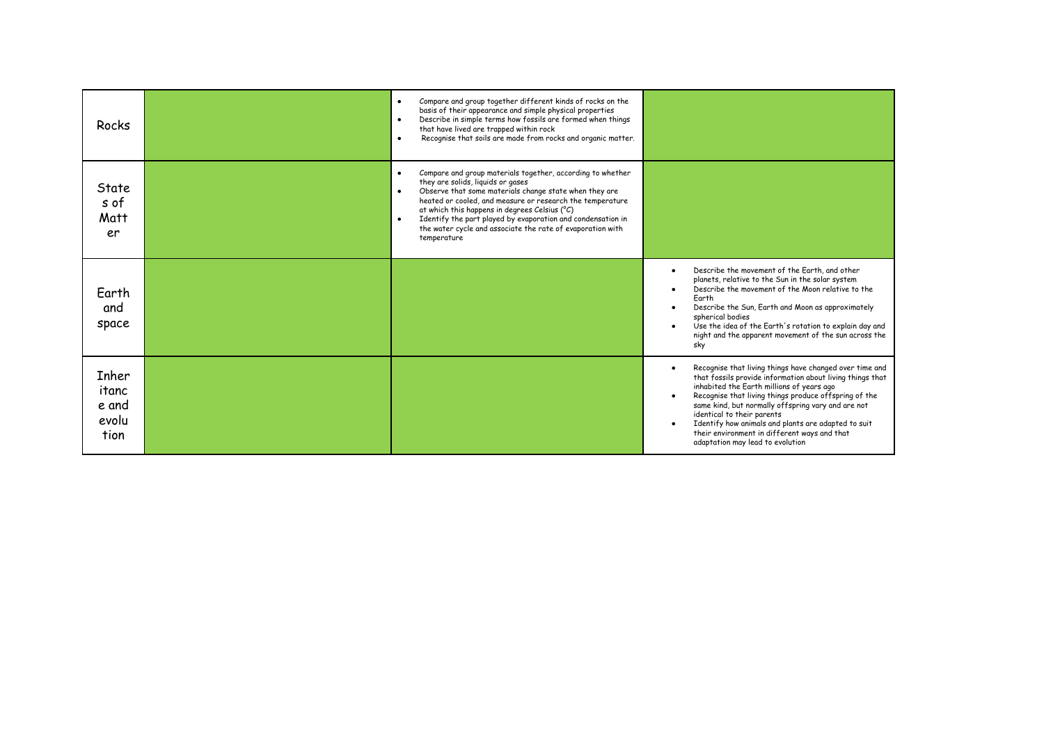| | | | |
|---|---|---|---|
| Rocks | | • Compare and group together different kinds of rocks on the basis of their appearance and simple physical properties<br>• Describe in simple terms how fossils are formed when things that have lived are trapped within rock<br>• Recognise that soils are made from rocks and organic matter. | |
| States of Matter | | • Compare and group materials together, according to whether they are solids, liquids or gases<br>• Observe that some materials change state when they are heated or cooled, and measure or research the temperature at which this happens in degrees Celsius (°C)<br>• Identify the part played by evaporation and condensation in the water cycle and associate the rate of evaporation with temperature | |
| Earth and space | | | • Describe the movement of the Earth, and other planets, relative to the Sun in the solar system<br>• Describe the movement of the Moon relative to the Earth<br>• Describe the Sun, Earth and Moon as approximately spherical bodies<br>• Use the idea of the Earth's rotation to explain day and night and the apparent movement of the sun across the sky |
| Inheritance and evolution | | | • Recognise that living things have changed over time and that fossils provide information about living things that inhabited the Earth millions of years ago<br>• Recognise that living things produce offspring of the same kind, but normally offspring vary and are not identical to their parents<br>• Identify how animals and plants are adapted to suit their environment in different ways and that adaptation may lead to evolution |